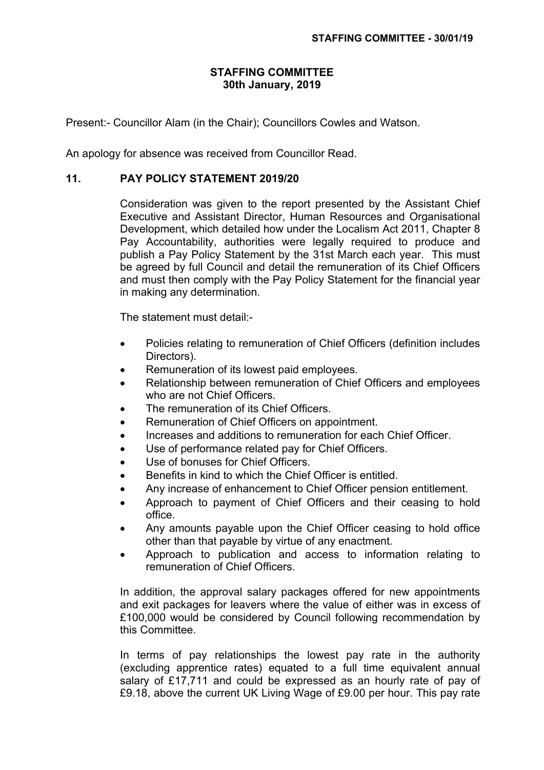# STAFFING COMMITTEE
## 30th January, 2019

Present:- Councillor Alam (in the Chair); Councillors Cowles and Watson.

An apology for absence was received from Councillor Read.

### 11. PAY POLICY STATEMENT 2019/20

Consideration was given to the report presented by the Assistant Chief Executive and Assistant Director, Human Resources and Organisational Development, which detailed how under the Localism Act 2011, Chapter 8 Pay Accountability, authorities were legally required to produce and publish a Pay Policy Statement by the 31st March each year. This must be agreed by full Council and detail the remuneration of its Chief Officers and must then comply with the Pay Policy Statement for the financial year in making any determination.

The statement must detail:-

- Policies relating to remuneration of Chief Officers (definition includes Directors).
- Remuneration of its lowest paid employees.
- Relationship between remuneration of Chief Officers and employees who are not Chief Officers.
- The remuneration of its Chief Officers.
- Remuneration of Chief Officers on appointment.
- Increases and additions to remuneration for each Chief Officer.
- Use of performance related pay for Chief Officers.
- Use of bonuses for Chief Officers.
- Benefits in kind to which the Chief Officer is entitled.
- Any increase of enhancement to Chief Officer pension entitlement.
- Approach to payment of Chief Officers and their ceasing to hold office.
- Any amounts payable upon the Chief Officer ceasing to hold office other than that payable by virtue of any enactment.
- Approach to publication and access to information relating to remuneration of Chief Officers.

In addition, the approval salary packages offered for new appointments and exit packages for leavers where the value of either was in excess of £100,000 would be considered by Council following recommendation by this Committee.

In terms of pay relationships the lowest pay rate in the authority (excluding apprentice rates) equated to a full time equivalent annual salary of £17,711 and could be expressed as an hourly rate of pay of £9.18, above the current UK Living Wage of £9.00 per hour. This pay rate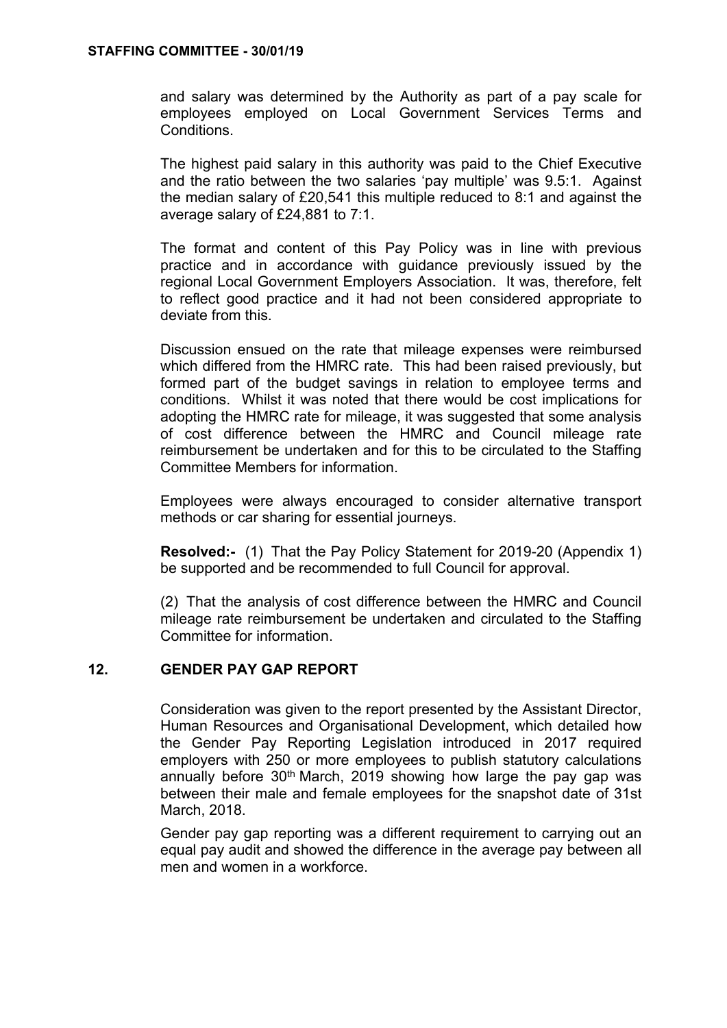and salary was determined by the Authority as part of a pay scale for employees employed on Local Government Services Terms and Conditions.

The highest paid salary in this authority was paid to the Chief Executive and the ratio between the two salaries 'pay multiple' was 9.5:1. Against the median salary of £20,541 this multiple reduced to 8:1 and against the average salary of £24,881 to 7:1.

The format and content of this Pay Policy was in line with previous practice and in accordance with guidance previously issued by the regional Local Government Employers Association. It was, therefore, felt to reflect good practice and it had not been considered appropriate to deviate from this.

Discussion ensued on the rate that mileage expenses were reimbursed which differed from the HMRC rate. This had been raised previously, but formed part of the budget savings in relation to employee terms and conditions. Whilst it was noted that there would be cost implications for adopting the HMRC rate for mileage, it was suggested that some analysis of cost difference between the HMRC and Council mileage rate reimbursement be undertaken and for this to be circulated to the Staffing Committee Members for information.

Employees were always encouraged to consider alternative transport methods or car sharing for essential journeys.

**Resolved:-** (1) That the Pay Policy Statement for 2019-20 (Appendix 1) be supported and be recommended to full Council for approval.

(2) That the analysis of cost difference between the HMRC and Council mileage rate reimbursement be undertaken and circulated to the Staffing Committee for information.

## 12. GENDER PAY GAP REPORT

Consideration was given to the report presented by the Assistant Director, Human Resources and Organisational Development, which detailed how the Gender Pay Reporting Legislation introduced in 2017 required employers with 250 or more employees to publish statutory calculations annually before 30th March, 2019 showing how large the pay gap was between their male and female employees for the snapshot date of 31st March, 2018.

Gender pay gap reporting was a different requirement to carrying out an equal pay audit and showed the difference in the average pay between all men and women in a workforce.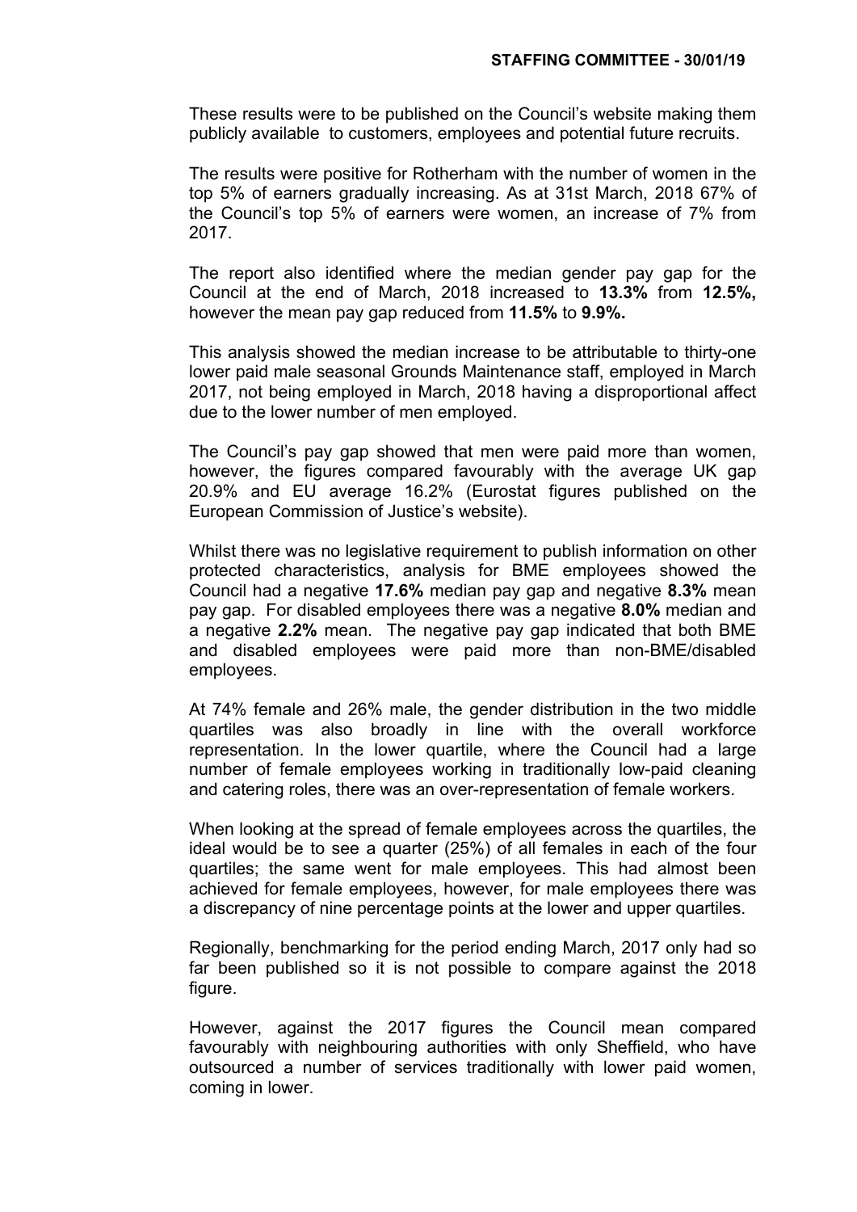These results were to be published on the Council's website making them publicly available to customers, employees and potential future recruits.

The results were positive for Rotherham with the number of women in the top 5% of earners gradually increasing. As at 31st March, 2018 67% of the Council's top 5% of earners were women, an increase of 7% from 2017.

The report also identified where the median gender pay gap for the Council at the end of March, 2018 increased to **13.3%** from **12.5%,** however the mean pay gap reduced from **11.5%** to **9.9%.**

This analysis showed the median increase to be attributable to thirty-one lower paid male seasonal Grounds Maintenance staff, employed in March 2017, not being employed in March, 2018 having a disproportional affect due to the lower number of men employed.

The Council's pay gap showed that men were paid more than women, however, the figures compared favourably with the average UK gap 20.9% and EU average 16.2% (Eurostat figures published on the European Commission of Justice's website).

Whilst there was no legislative requirement to publish information on other protected characteristics, analysis for BME employees showed the Council had a negative **17.6%** median pay gap and negative **8.3%** mean pay gap. For disabled employees there was a negative **8.0%** median and a negative **2.2%** mean. The negative pay gap indicated that both BME and disabled employees were paid more than non-BME/disabled employees.

At 74% female and 26% male, the gender distribution in the two middle quartiles was also broadly in line with the overall workforce representation. In the lower quartile, where the Council had a large number of female employees working in traditionally low-paid cleaning and catering roles, there was an over-representation of female workers.

When looking at the spread of female employees across the quartiles, the ideal would be to see a quarter (25%) of all females in each of the four quartiles; the same went for male employees. This had almost been achieved for female employees, however, for male employees there was a discrepancy of nine percentage points at the lower and upper quartiles.

Regionally, benchmarking for the period ending March, 2017 only had so far been published so it is not possible to compare against the 2018 figure.

However, against the 2017 figures the Council mean compared favourably with neighbouring authorities with only Sheffield, who have outsourced a number of services traditionally with lower paid women, coming in lower.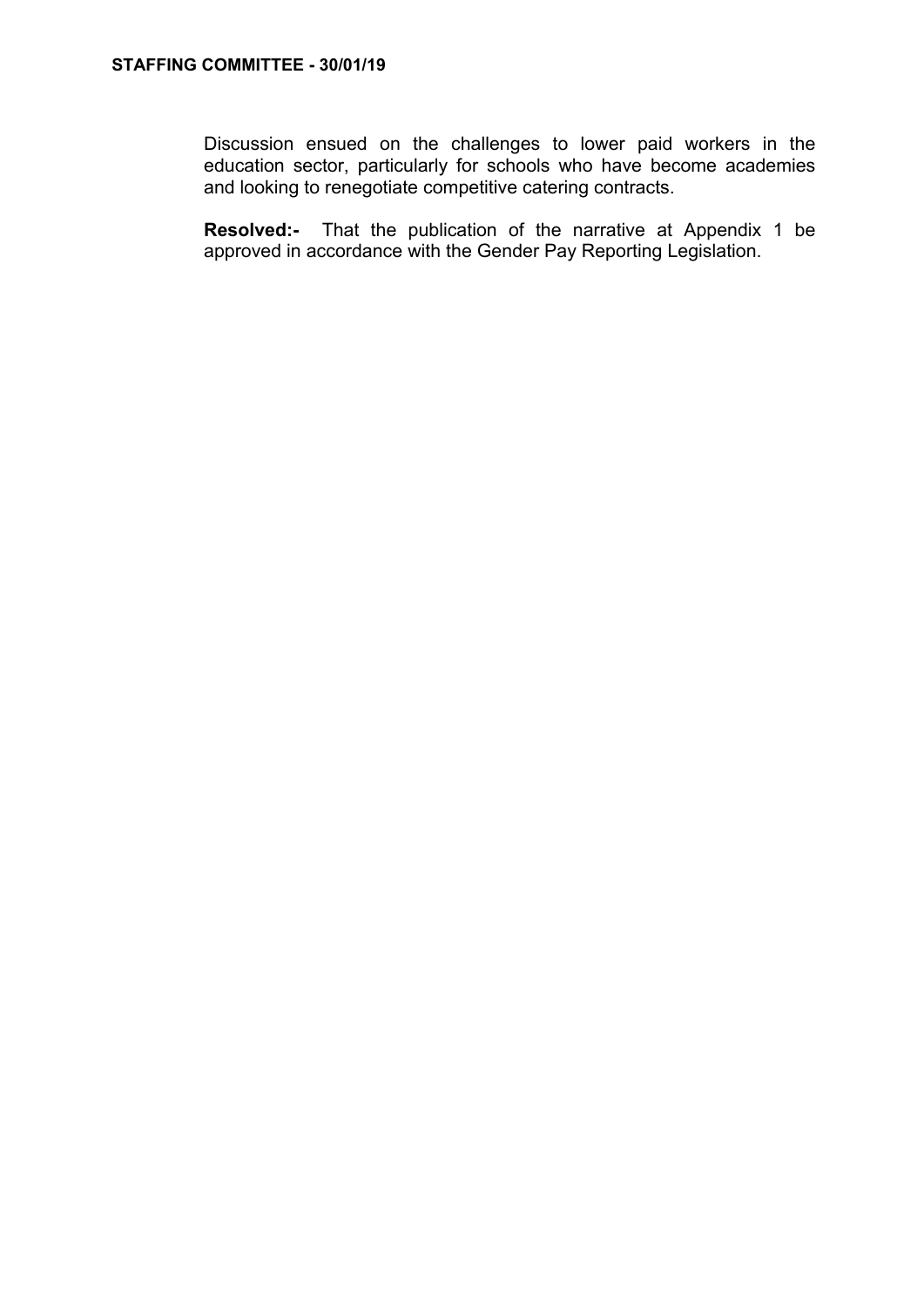Discussion ensued on the challenges to lower paid workers in the education sector, particularly for schools who have become academies and looking to renegotiate competitive catering contracts.

**Resolved:-** That the publication of the narrative at Appendix 1 be approved in accordance with the Gender Pay Reporting Legislation.